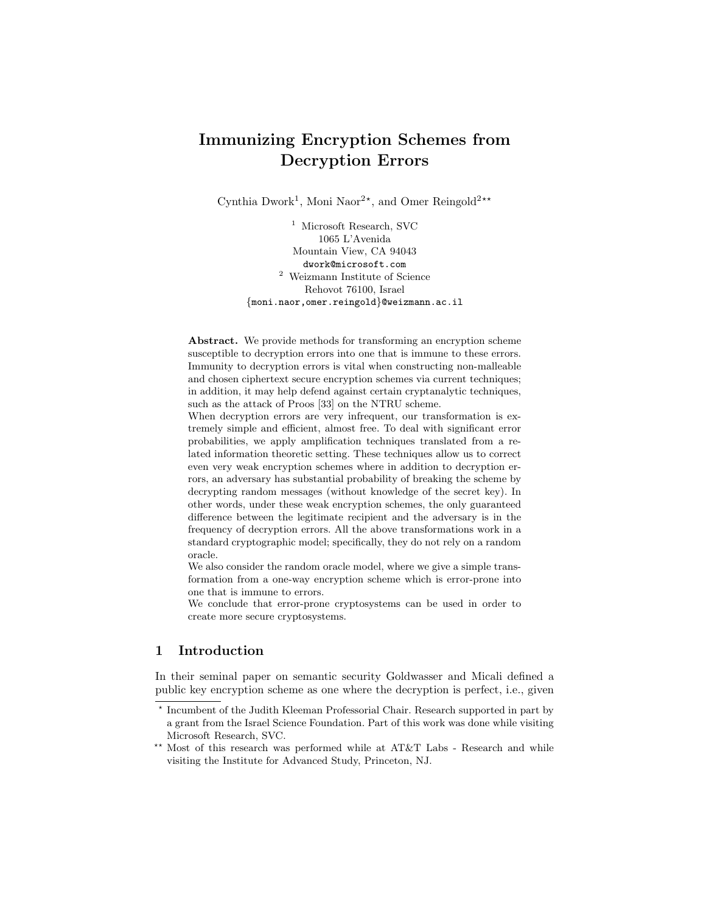# Immunizing Encryption Schemes from Decryption Errors

Cynthia Dwork[1], Moni Naor[2⋆], and Omer Reingold[2⋆⋆]

[1] Microsoft Research, SVC
1065 L'Avenida
Mountain View, CA 94043
dwork@microsoft.com

[2] Weizmann Institute of Science
Rehovot 76100, Israel
{moni.naor,omer.reingold}@weizmann.ac.il

**Abstract.** We provide methods for transforming an encryption scheme susceptible to decryption errors into one that is immune to these errors. Immunity to decryption errors is vital when constructing non-malleable and chosen ciphertext secure encryption schemes via current techniques; in addition, it may help defend against certain cryptanalytic techniques, such as the attack of Proos [33] on the NTRU scheme.

When decryption errors are very infrequent, our transformation is extremely simple and efficient, almost free. To deal with significant error probabilities, we apply amplification techniques translated from a related information theoretic setting. These techniques allow us to correct even very weak encryption schemes where in addition to decryption errors, an adversary has substantial probability of breaking the scheme by decrypting random messages (without knowledge of the secret key). In other words, under these weak encryption schemes, the only guaranteed difference between the legitimate recipient and the adversary is in the frequency of decryption errors. All the above transformations work in a standard cryptographic model; specifically, they do not rely on a random oracle.

We also consider the random oracle model, where we give a simple transformation from a one-way encryption scheme which is error-prone into one that is immune to errors.

We conclude that error-prone cryptosystems can be used in order to create more secure cryptosystems.

## 1 Introduction

In their seminal paper on semantic security Goldwasser and Micali defined a public key encryption scheme as one where the decryption is perfect, i.e., given

⋆ Incumbent of the Judith Kleeman Professorial Chair. Research supported in part by a grant from the Israel Science Foundation. Part of this work was done while visiting Microsoft Research, SVC.

⋆⋆ Most of this research was performed while at AT&T Labs - Research and while visiting the Institute for Advanced Study, Princeton, NJ.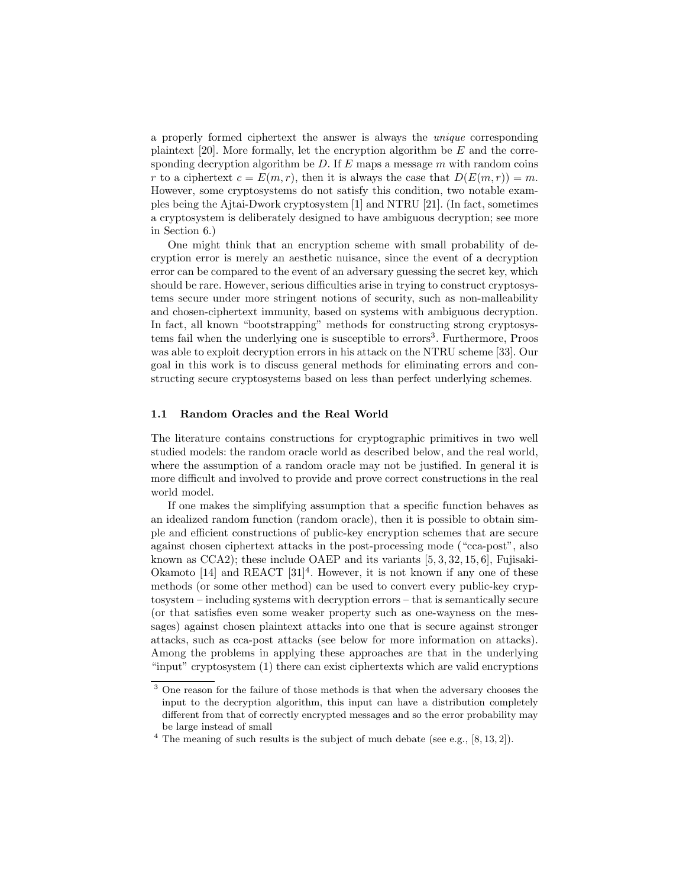a properly formed ciphertext the answer is always the *unique* corresponding plaintext [20]. More formally, let the encryption algorithm be $E$ and the corresponding decryption algorithm be $D$. If $E$ maps a message $m$ with random coins $r$ to a ciphertext $c = E(m, r)$, then it is always the case that $D(E(m, r)) = m$. However, some cryptosystems do not satisfy this condition, two notable examples being the Ajtai-Dwork cryptosystem [1] and NTRU [21]. (In fact, sometimes a cryptosystem is deliberately designed to have ambiguous decryption; see more in Section 6.)

One might think that an encryption scheme with small probability of decryption error is merely an aesthetic nuisance, since the event of a decryption error can be compared to the event of an adversary guessing the secret key, which should be rare. However, serious difficulties arise in trying to construct cryptosystems secure under more stringent notions of security, such as non-malleability and chosen-ciphertext immunity, based on systems with ambiguous decryption. In fact, all known "bootstrapping" methods for constructing strong cryptosystems fail when the underlying one is susceptible to errors[3]. Furthermore, Proos was able to exploit decryption errors in his attack on the NTRU scheme [33]. Our goal in this work is to discuss general methods for eliminating errors and constructing secure cryptosystems based on less than perfect underlying schemes.

### 1.1 Random Oracles and the Real World

The literature contains constructions for cryptographic primitives in two well studied models: the random oracle world as described below, and the real world, where the assumption of a random oracle may not be justified. In general it is more difficult and involved to provide and prove correct constructions in the real world model.

If one makes the simplifying assumption that a specific function behaves as an idealized random function (random oracle), then it is possible to obtain simple and efficient constructions of public-key encryption schemes that are secure against chosen ciphertext attacks in the post-processing mode ("cca-post", also known as CCA2); these include OAEP and its variants [5, 3, 32, 15, 6], Fujisaki-Okamoto [14] and REACT [31][4]. However, it is not known if any one of these methods (or some other method) can be used to convert every public-key cryptosystem – including systems with decryption errors – that is semantically secure (or that satisfies even some weaker property such as one-wayness on the messages) against chosen plaintext attacks into one that is secure against stronger attacks, such as cca-post attacks (see below for more information on attacks). Among the problems in applying these approaches are that in the underlying "input" cryptosystem (1) there can exist ciphertexts which are valid encryptions

---

[3] One reason for the failure of those methods is that when the adversary chooses the input to the decryption algorithm, this input can have a distribution completely different from that of correctly encrypted messages and so the error probability may be large instead of small

[4] The meaning of such results is the subject of much debate (see e.g., [8, 13, 2]).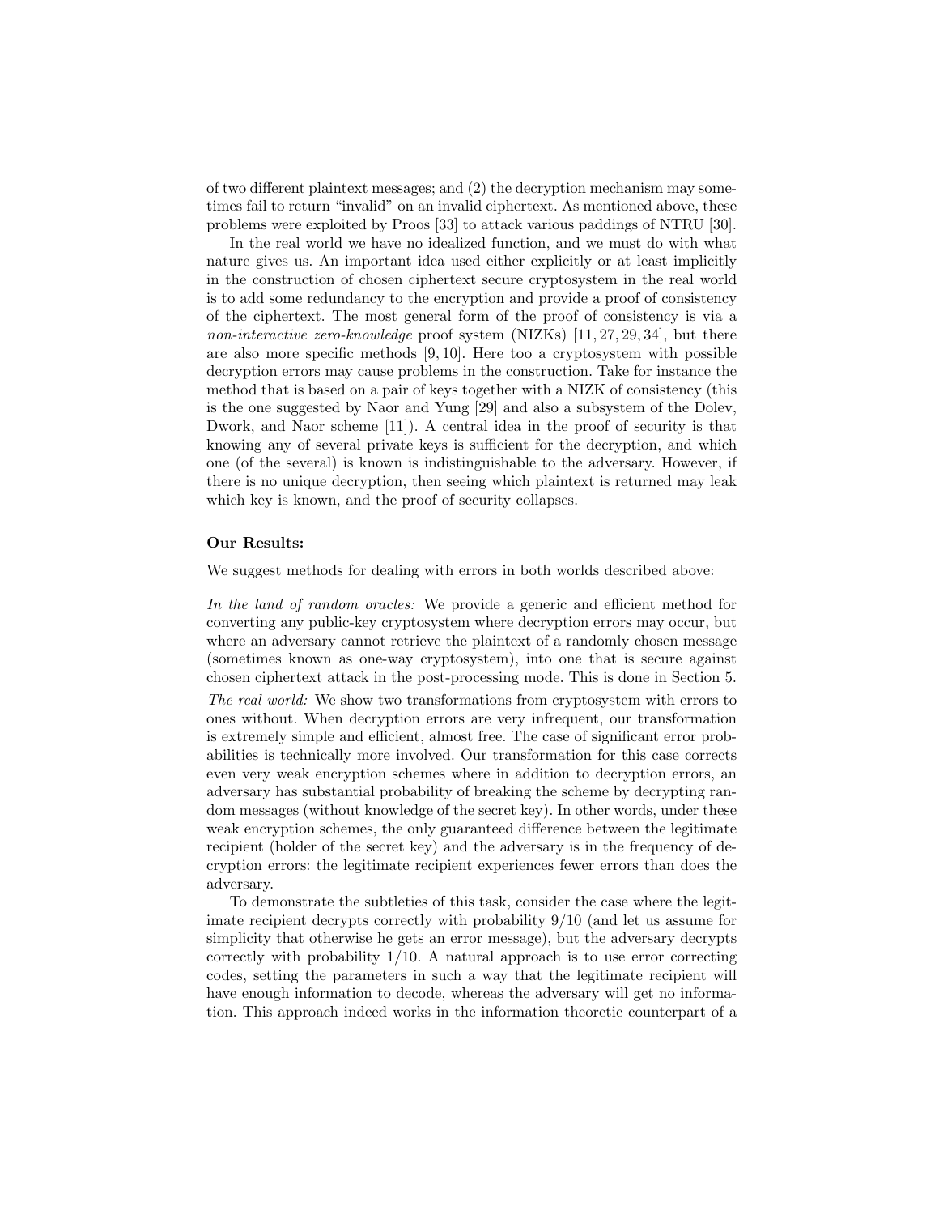of two different plaintext messages; and (2) the decryption mechanism may sometimes fail to return "invalid" on an invalid ciphertext. As mentioned above, these problems were exploited by Proos [33] to attack various paddings of NTRU [30].

In the real world we have no idealized function, and we must do with what nature gives us. An important idea used either explicitly or at least implicitly in the construction of chosen ciphertext secure cryptosystem in the real world is to add some redundancy to the encryption and provide a proof of consistency of the ciphertext. The most general form of the proof of consistency is via a *non-interactive zero-knowledge* proof system (NIZKs) [11, 27, 29, 34], but there are also more specific methods [9, 10]. Here too a cryptosystem with possible decryption errors may cause problems in the construction. Take for instance the method that is based on a pair of keys together with a NIZK of consistency (this is the one suggested by Naor and Yung [29] and also a subsystem of the Dolev, Dwork, and Naor scheme [11]). A central idea in the proof of security is that knowing any of several private keys is sufficient for the decryption, and which one (of the several) is known is indistinguishable to the adversary. However, if there is no unique decryption, then seeing which plaintext is returned may leak which key is known, and the proof of security collapses.

**Our Results:**

We suggest methods for dealing with errors in both worlds described above:

*In the land of random oracles:* We provide a generic and efficient method for converting any public-key cryptosystem where decryption errors may occur, but where an adversary cannot retrieve the plaintext of a randomly chosen message (sometimes known as one-way cryptosystem), into one that is secure against chosen ciphertext attack in the post-processing mode. This is done in Section 5.

*The real world:* We show two transformations from cryptosystem with errors to ones without. When decryption errors are very infrequent, our transformation is extremely simple and efficient, almost free. The case of significant error probabilities is technically more involved. Our transformation for this case corrects even very weak encryption schemes where in addition to decryption errors, an adversary has substantial probability of breaking the scheme by decrypting random messages (without knowledge of the secret key). In other words, under these weak encryption schemes, the only guaranteed difference between the legitimate recipient (holder of the secret key) and the adversary is in the frequency of decryption errors: the legitimate recipient experiences fewer errors than does the adversary.

To demonstrate the subtleties of this task, consider the case where the legitimate recipient decrypts correctly with probability $9/10$ (and let us assume for simplicity that otherwise he gets an error message), but the adversary decrypts correctly with probability $1/10$. A natural approach is to use error correcting codes, setting the parameters in such a way that the legitimate recipient will have enough information to decode, whereas the adversary will get no information. This approach indeed works in the information theoretic counterpart of a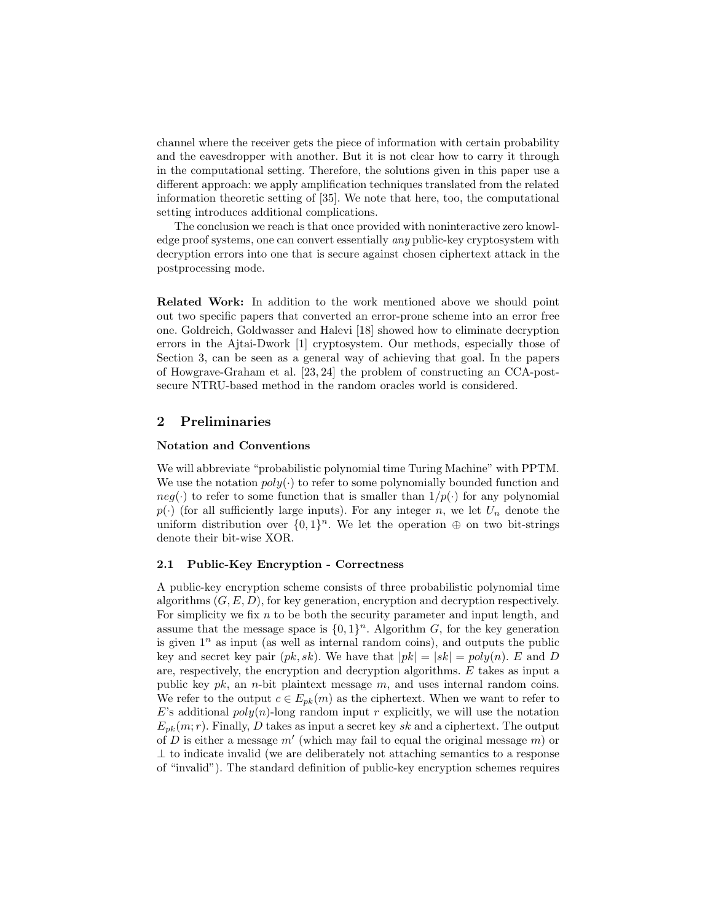channel where the receiver gets the piece of information with certain probability and the eavesdropper with another. But it is not clear how to carry it through in the computational setting. Therefore, the solutions given in this paper use a different approach: we apply amplification techniques translated from the related information theoretic setting of [35]. We note that here, too, the computational setting introduces additional complications.

The conclusion we reach is that once provided with noninteractive zero knowledge proof systems, one can convert essentially *any* public-key cryptosystem with decryption errors into one that is secure against chosen ciphertext attack in the postprocessing mode.

**Related Work:** In addition to the work mentioned above we should point out two specific papers that converted an error-prone scheme into an error free one. Goldreich, Goldwasser and Halevi [18] showed how to eliminate decryption errors in the Ajtai-Dwork [1] cryptosystem. Our methods, especially those of Section 3, can be seen as a general way of achieving that goal. In the papers of Howgrave-Graham et al. [23, 24] the problem of constructing an CCA-post-secure NTRU-based method in the random oracles world is considered.

## 2 Preliminaries

### Notation and Conventions

We will abbreviate "probabilistic polynomial time Turing Machine" with PPTM. We use the notation $poly(\cdot)$ to refer to some polynomially bounded function and $neg(\cdot)$ to refer to some function that is smaller than $1/p(\cdot)$ for any polynomial $p(\cdot)$ (for all sufficiently large inputs). For any integer $n$, we let $U_n$ denote the uniform distribution over $\{0,1\}^n$. We let the operation $\oplus$ on two bit-strings denote their bit-wise XOR.

### 2.1 Public-Key Encryption - Correctness

A public-key encryption scheme consists of three probabilistic polynomial time algorithms $(G, E, D)$, for key generation, encryption and decryption respectively. For simplicity we fix $n$ to be both the security parameter and input length, and assume that the message space is $\{0,1\}^n$. Algorithm $G$, for the key generation is given $1^n$ as input (as well as internal random coins), and outputs the public key and secret key pair $(pk, sk)$. We have that $|pk| = |sk| = poly(n)$. $E$ and $D$ are, respectively, the encryption and decryption algorithms. $E$ takes as input a public key $pk$, an $n$-bit plaintext message $m$, and uses internal random coins. We refer to the output $c \in E_{pk}(m)$ as the ciphertext. When we want to refer to $E$'s additional $poly(n)$-long random input $r$ explicitly, we will use the notation $E_{pk}(m; r)$. Finally, $D$ takes as input a secret key $sk$ and a ciphertext. The output of $D$ is either a message $m'$ (which may fail to equal the original message $m$) or $\perp$ to indicate invalid (we are deliberately not attaching semantics to a response of "invalid"). The standard definition of public-key encryption schemes requires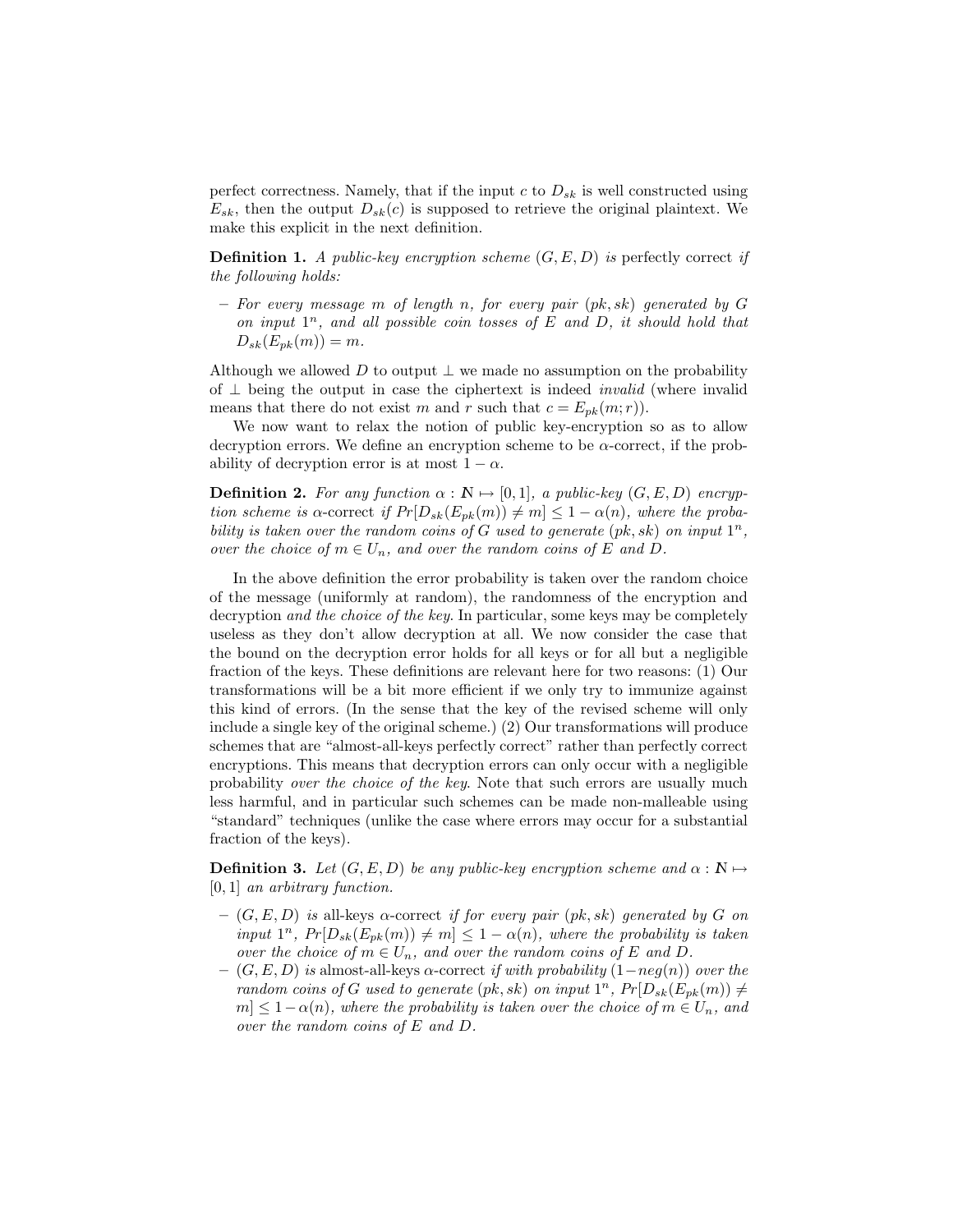perfect correctness. Namely, that if the input $c$ to $D_{sk}$ is well constructed using $E_{sk}$, then the output $D_{sk}(c)$ is supposed to retrieve the original plaintext. We make this explicit in the next definition.

**Definition 1.** *A public-key encryption scheme $(G, E, D)$ is* perfectly correct *if the following holds:*

– *For every message $m$ of length $n$, for every pair $(pk, sk)$ generated by $G$ on input $1^n$, and all possible coin tosses of $E$ and $D$, it should hold that $D_{sk}(E_{pk}(m)) = m$.*

Although we allowed $D$ to output $\perp$ we made no assumption on the probability of $\perp$ being the output in case the ciphertext is indeed *invalid* (where invalid means that there do not exist $m$ and $r$ such that $c = E_{pk}(m; r)$).

We now want to relax the notion of public key-encryption so as to allow decryption errors. We define an encryption scheme to be $\alpha$-correct, if the probability of decryption error is at most $1 - \alpha$.

**Definition 2.** *For any function $\alpha : \mathbb{N} \mapsto [0, 1]$, a public-key $(G, E, D)$ encryption scheme is* $\alpha$-correct *if $Pr[D_{sk}(E_{pk}(m)) \neq m] \leq 1 - \alpha(n)$, where the probability is taken over the random coins of $G$ used to generate $(pk, sk)$ on input $1^n$, over the choice of $m \in U_n$, and over the random coins of $E$ and $D$.*

In the above definition the error probability is taken over the random choice of the message (uniformly at random), the randomness of the encryption and decryption *and the choice of the key*. In particular, some keys may be completely useless as they don't allow decryption at all. We now consider the case that the bound on the decryption error holds for all keys or for all but a negligible fraction of the keys. These definitions are relevant here for two reasons: (1) Our transformations will be a bit more efficient if we only try to immunize against this kind of errors. (In the sense that the key of the revised scheme will only include a single key of the original scheme.) (2) Our transformations will produce schemes that are "almost-all-keys perfectly correct" rather than perfectly correct encryptions. This means that decryption errors can only occur with a negligible probability *over the choice of the key*. Note that such errors are usually much less harmful, and in particular such schemes can be made non-malleable using "standard" techniques (unlike the case where errors may occur for a substantial fraction of the keys).

**Definition 3.** *Let $(G, E, D)$ be any public-key encryption scheme and $\alpha : \mathbb{N} \mapsto [0, 1]$ an arbitrary function.*

– *$(G, E, D)$ is* all-keys $\alpha$-correct *if for every pair $(pk, sk)$ generated by $G$ on input $1^n$, $Pr[D_{sk}(E_{pk}(m)) \neq m] \leq 1 - \alpha(n)$, where the probability is taken over the choice of $m \in U_n$, and over the random coins of $E$ and $D$.*
– *$(G, E, D)$ is* almost-all-keys $\alpha$-correct *if with probability $(1 - neg(n))$ over the random coins of $G$ used to generate $(pk, sk)$ on input $1^n$, $Pr[D_{sk}(E_{pk}(m)) \neq m] \leq 1 - \alpha(n)$, where the probability is taken over the choice of $m \in U_n$, and over the random coins of $E$ and $D$.*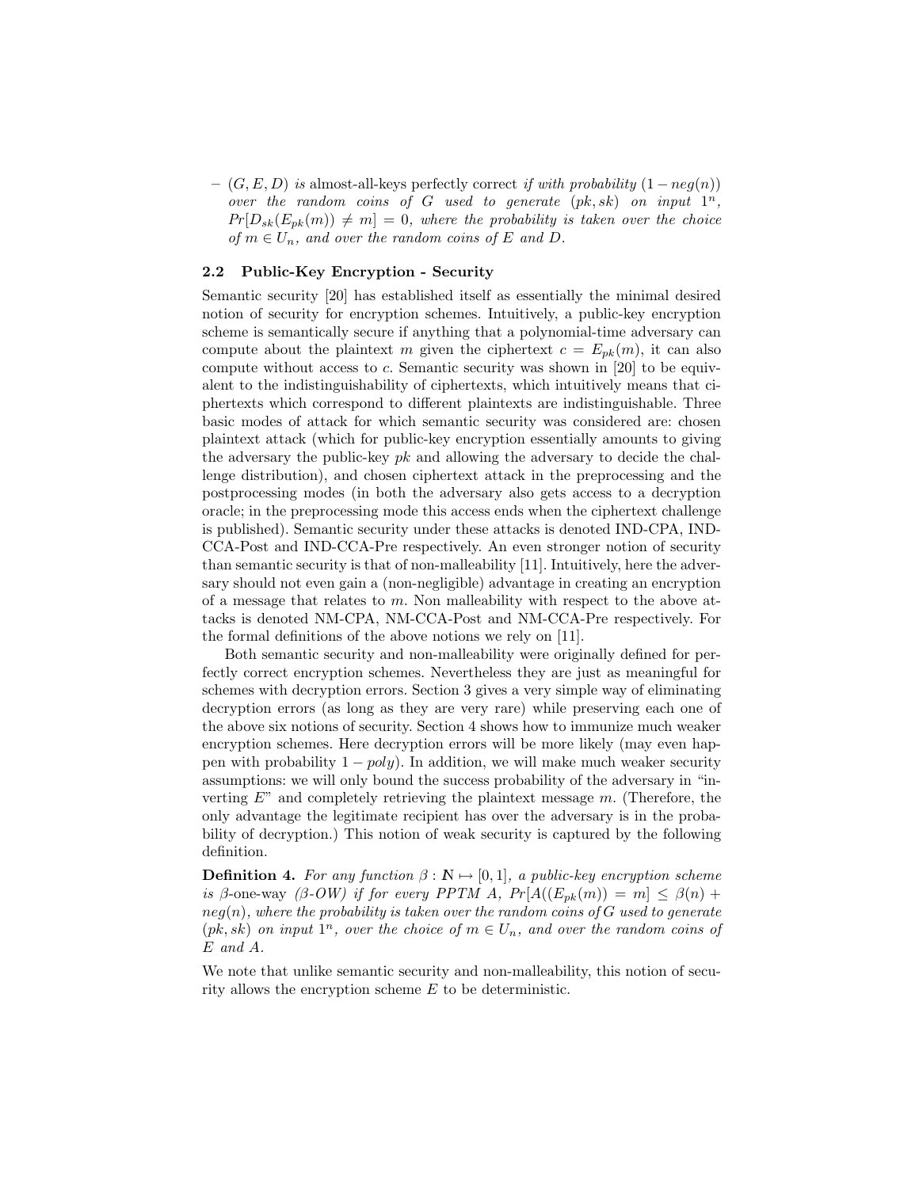- $(G, E, D)$ *is* almost-all-keys perfectly correct *if with probability* $(1 - neg(n))$ *over the random coins of* $G$ *used to generate* $(pk, sk)$ *on input* $1^n$*,* $Pr[D_{sk}(E_{pk}(m)) \neq m] = 0$*, where the probability is taken over the choice of* $m \in U_n$*, and over the random coins of* $E$ *and* $D$*.*

### 2.2 Public-Key Encryption - Security

Semantic security [20] has established itself as essentially the minimal desired notion of security for encryption schemes. Intuitively, a public-key encryption scheme is semantically secure if anything that a polynomial-time adversary can compute about the plaintext $m$ given the ciphertext $c = E_{pk}(m)$, it can also compute without access to $c$. Semantic security was shown in [20] to be equivalent to the indistinguishability of ciphertexts, which intuitively means that ciphertexts which correspond to different plaintexts are indistinguishable. Three basic modes of attack for which semantic security was considered are: chosen plaintext attack (which for public-key encryption essentially amounts to giving the adversary the public-key $pk$ and allowing the adversary to decide the challenge distribution), and chosen ciphertext attack in the preprocessing and the postprocessing modes (in both the adversary also gets access to a decryption oracle; in the preprocessing mode this access ends when the ciphertext challenge is published). Semantic security under these attacks is denoted IND-CPA, IND-CCA-Post and IND-CCA-Pre respectively. An even stronger notion of security than semantic security is that of non-malleability [11]. Intuitively, here the adversary should not even gain a (non-negligible) advantage in creating an encryption of a message that relates to $m$. Non malleability with respect to the above attacks is denoted NM-CPA, NM-CCA-Post and NM-CCA-Pre respectively. For the formal definitions of the above notions we rely on [11].

Both semantic security and non-malleability were originally defined for perfectly correct encryption schemes. Nevertheless they are just as meaningful for schemes with decryption errors. Section 3 gives a very simple way of eliminating decryption errors (as long as they are very rare) while preserving each one of the above six notions of security. Section 4 shows how to immunize much weaker encryption schemes. Here decryption errors will be more likely (may even happen with probability $1 - poly$). In addition, we will make much weaker security assumptions: we will only bound the success probability of the adversary in "inverting $E$" and completely retrieving the plaintext message $m$. (Therefore, the only advantage the legitimate recipient has over the adversary is in the probability of decryption.) This notion of weak security is captured by the following definition.

**Definition 4.** *For any function* $\beta : \mathbb{N} \mapsto [0, 1]$*, a public-key encryption scheme is* $\beta$-one-way *(*$\beta$*-OW) if for every PPTM* $A$*,* $Pr[A((E_{pk}(m)) = m] \leq \beta(n) + neg(n)$*, where the probability is taken over the random coins of* $G$ *used to generate* $(pk, sk)$ *on input* $1^n$*, over the choice of* $m \in U_n$*, and over the random coins of* $E$ *and* $A$*.*

We note that unlike semantic security and non-malleability, this notion of security allows the encryption scheme $E$ to be deterministic.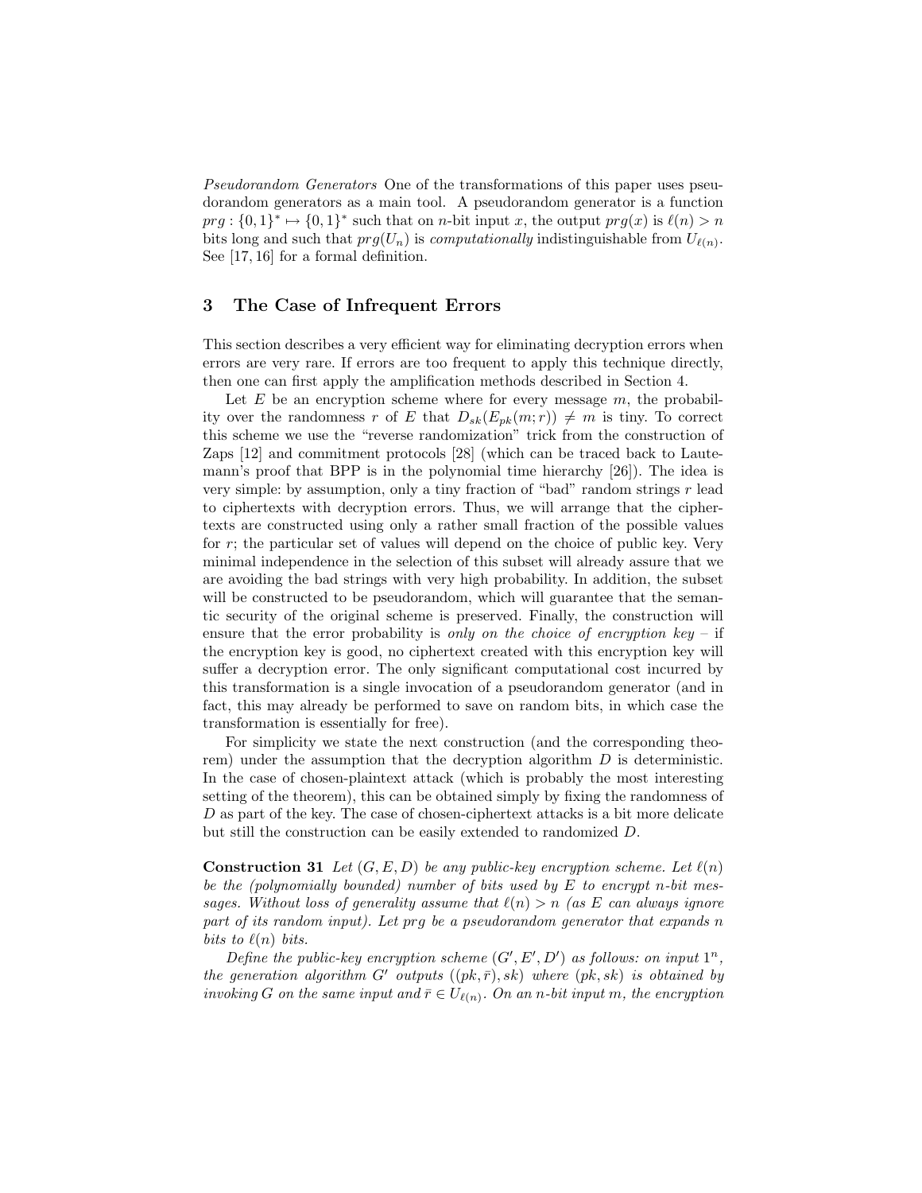*Pseudorandom Generators* One of the transformations of this paper uses pseudorandom generators as a main tool. A pseudorandom generator is a function $prg : \{0,1\}^* \mapsto \{0,1\}^*$ such that on $n$-bit input $x$, the output $prg(x)$ is $\ell(n) > n$ bits long and such that $prg(U_n)$ is *computationally* indistinguishable from $U_{\ell(n)}$. See [17, 16] for a formal definition.

## 3 The Case of Infrequent Errors

This section describes a very efficient way for eliminating decryption errors when errors are very rare. If errors are too frequent to apply this technique directly, then one can first apply the amplification methods described in Section 4.

Let $E$ be an encryption scheme where for every message $m$, the probability over the randomness $r$ of $E$ that $D_{sk}(E_{pk}(m;r)) \neq m$ is tiny. To correct this scheme we use the "reverse randomization" trick from the construction of Zaps [12] and commitment protocols [28] (which can be traced back to Lautemann's proof that BPP is in the polynomial time hierarchy [26]). The idea is very simple: by assumption, only a tiny fraction of "bad" random strings $r$ lead to ciphertexts with decryption errors. Thus, we will arrange that the ciphertexts are constructed using only a rather small fraction of the possible values for $r$; the particular set of values will depend on the choice of public key. Very minimal independence in the selection of this subset will already assure that we are avoiding the bad strings with very high probability. In addition, the subset will be constructed to be pseudorandom, which will guarantee that the semantic security of the original scheme is preserved. Finally, the construction will ensure that the error probability is *only on the choice of encryption key* – if the encryption key is good, no ciphertext created with this encryption key will suffer a decryption error. The only significant computational cost incurred by this transformation is a single invocation of a pseudorandom generator (and in fact, this may already be performed to save on random bits, in which case the transformation is essentially for free).

For simplicity we state the next construction (and the corresponding theorem) under the assumption that the decryption algorithm $D$ is deterministic. In the case of chosen-plaintext attack (which is probably the most interesting setting of the theorem), this can be obtained simply by fixing the randomness of $D$ as part of the key. The case of chosen-ciphertext attacks is a bit more delicate but still the construction can be easily extended to randomized $D$.

**Construction 31** *Let $(G, E, D)$ be any public-key encryption scheme. Let $\ell(n)$ be the (polynomially bounded) number of bits used by $E$ to encrypt $n$-bit messages. Without loss of generality assume that $\ell(n) > n$ (as $E$ can always ignore part of its random input). Let $prg$ be a pseudorandom generator that expands $n$ bits to $\ell(n)$ bits.*

*Define the public-key encryption scheme $(G', E', D')$ as follows: on input $1^n$, the generation algorithm $G'$ outputs $((pk, \bar{r}), sk)$ where $(pk, sk)$ is obtained by invoking $G$ on the same input and $\bar{r} \in U_{\ell(n)}$. On an $n$-bit input $m$, the encryption*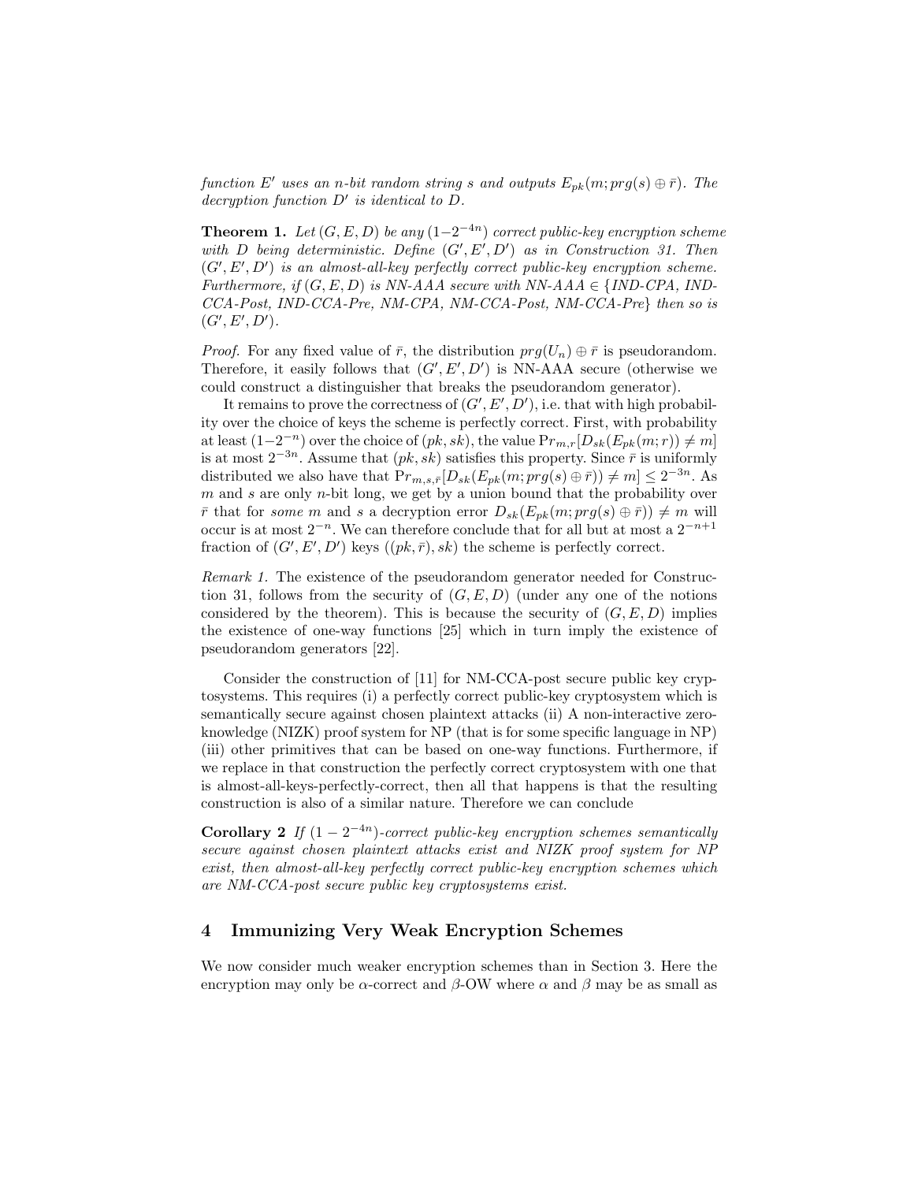*function $E'$ uses an $n$-bit random string $s$ and outputs $E_{pk}(m; prg(s) \oplus \bar{r})$. The decryption function $D'$ is identical to $D$.*

**Theorem 1.** *Let $(G, E, D)$ be any $(1-2^{-4n})$ correct public-key encryption scheme with $D$ being deterministic. Define $(G', E', D')$ as in Construction 31. Then $(G', E', D')$ is an almost-all-key perfectly correct public-key encryption scheme. Furthermore, if $(G, E, D)$ is NN-AAA secure with NN-AAA $\in$ {IND-CPA, IND-CCA-Post, IND-CCA-Pre, NM-CPA, NM-CCA-Post, NM-CCA-Pre} then so is $(G', E', D')$.*

*Proof.* For any fixed value of $\bar{r}$, the distribution $prg(U_n) \oplus \bar{r}$ is pseudorandom. Therefore, it easily follows that $(G', E', D')$ is NN-AAA secure (otherwise we could construct a distinguisher that breaks the pseudorandom generator).

It remains to prove the correctness of $(G', E', D')$, i.e. that with high probability over the choice of keys the scheme is perfectly correct. First, with probability at least $(1-2^{-n})$ over the choice of $(pk, sk)$, the value $\Pr_{m,r}[D_{sk}(E_{pk}(m; r)) \neq m]$ is at most $2^{-3n}$. Assume that $(pk, sk)$ satisfies this property. Since $\bar{r}$ is uniformly distributed we also have that $\Pr_{m,s,\bar{r}}[D_{sk}(E_{pk}(m; prg(s) \oplus \bar{r})) \neq m] \leq 2^{-3n}$. As $m$ and $s$ are only $n$-bit long, we get by a union bound that the probability over $\bar{r}$ that for *some* $m$ and $s$ a decryption error $D_{sk}(E_{pk}(m; prg(s) \oplus \bar{r})) \neq m$ will occur is at most $2^{-n}$. We can therefore conclude that for all but at most a $2^{-n+1}$ fraction of $(G', E', D')$ keys $((pk, \bar{r}), sk)$ the scheme is perfectly correct.

*Remark 1.* The existence of the pseudorandom generator needed for Construction 31, follows from the security of $(G, E, D)$ (under any one of the notions considered by the theorem). This is because the security of $(G, E, D)$ implies the existence of one-way functions [25] which in turn imply the existence of pseudorandom generators [22].

Consider the construction of [11] for NM-CCA-post secure public key cryptosystems. This requires (i) a perfectly correct public-key cryptosystem which is semantically secure against chosen plaintext attacks (ii) A non-interactive zero-knowledge (NIZK) proof system for NP (that is for some specific language in NP) (iii) other primitives that can be based on one-way functions. Furthermore, if we replace in that construction the perfectly correct cryptosystem with one that is almost-all-keys-perfectly-correct, then all that happens is that the resulting construction is also of a similar nature. Therefore we can conclude

**Corollary 2** *If $(1-2^{-4n})$-correct public-key encryption schemes semantically secure against chosen plaintext attacks exist and NIZK proof system for NP exist, then almost-all-key perfectly correct public-key encryption schemes which are NM-CCA-post secure public key cryptosystems exist.*

## 4 Immunizing Very Weak Encryption Schemes

We now consider much weaker encryption schemes than in Section 3. Here the encryption may only be $\alpha$-correct and $\beta$-OW where $\alpha$ and $\beta$ may be as small as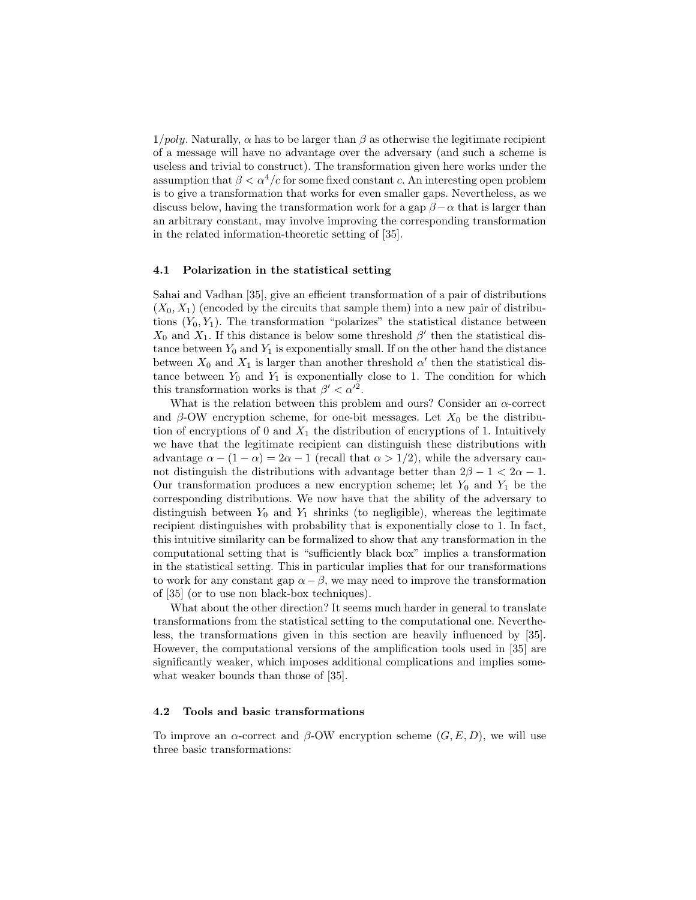$1/poly$. Naturally, $\alpha$ has to be larger than $\beta$ as otherwise the legitimate recipient of a message will have no advantage over the adversary (and such a scheme is useless and trivial to construct). The transformation given here works under the assumption that $\beta < \alpha^4/c$ for some fixed constant $c$. An interesting open problem is to give a transformation that works for even smaller gaps. Nevertheless, as we discuss below, having the transformation work for a gap $\beta - \alpha$ that is larger than an arbitrary constant, may involve improving the corresponding transformation in the related information-theoretic setting of [35].

### 4.1 Polarization in the statistical setting

Sahai and Vadhan [35], give an efficient transformation of a pair of distributions $(X_0, X_1)$ (encoded by the circuits that sample them) into a new pair of distributions $(Y_0, Y_1)$. The transformation "polarizes" the statistical distance between $X_0$ and $X_1$. If this distance is below some threshold $\beta'$ then the statistical distance between $Y_0$ and $Y_1$ is exponentially small. If on the other hand the distance between $X_0$ and $X_1$ is larger than another threshold $\alpha'$ then the statistical distance between $Y_0$ and $Y_1$ is exponentially close to 1. The condition for which this transformation works is that $\beta' < \alpha'^2$.

What is the relation between this problem and ours? Consider an $\alpha$-correct and $\beta$-OW encryption scheme, for one-bit messages. Let $X_0$ be the distribution of encryptions of 0 and $X_1$ the distribution of encryptions of 1. Intuitively we have that the legitimate recipient can distinguish these distributions with advantage $\alpha - (1 - \alpha) = 2\alpha - 1$ (recall that $\alpha > 1/2$), while the adversary cannot distinguish the distributions with advantage better than $2\beta - 1 < 2\alpha - 1$. Our transformation produces a new encryption scheme; let $Y_0$ and $Y_1$ be the corresponding distributions. We now have that the ability of the adversary to distinguish between $Y_0$ and $Y_1$ shrinks (to negligible), whereas the legitimate recipient distinguishes with probability that is exponentially close to 1. In fact, this intuitive similarity can be formalized to show that any transformation in the computational setting that is "sufficiently black box" implies a transformation in the statistical setting. This in particular implies that for our transformations to work for any constant gap $\alpha - \beta$, we may need to improve the transformation of [35] (or to use non black-box techniques).

What about the other direction? It seems much harder in general to translate transformations from the statistical setting to the computational one. Nevertheless, the transformations given in this section are heavily influenced by [35]. However, the computational versions of the amplification tools used in [35] are significantly weaker, which imposes additional complications and implies somewhat weaker bounds than those of [35].

### 4.2 Tools and basic transformations

To improve an $\alpha$-correct and $\beta$-OW encryption scheme $(G, E, D)$, we will use three basic transformations: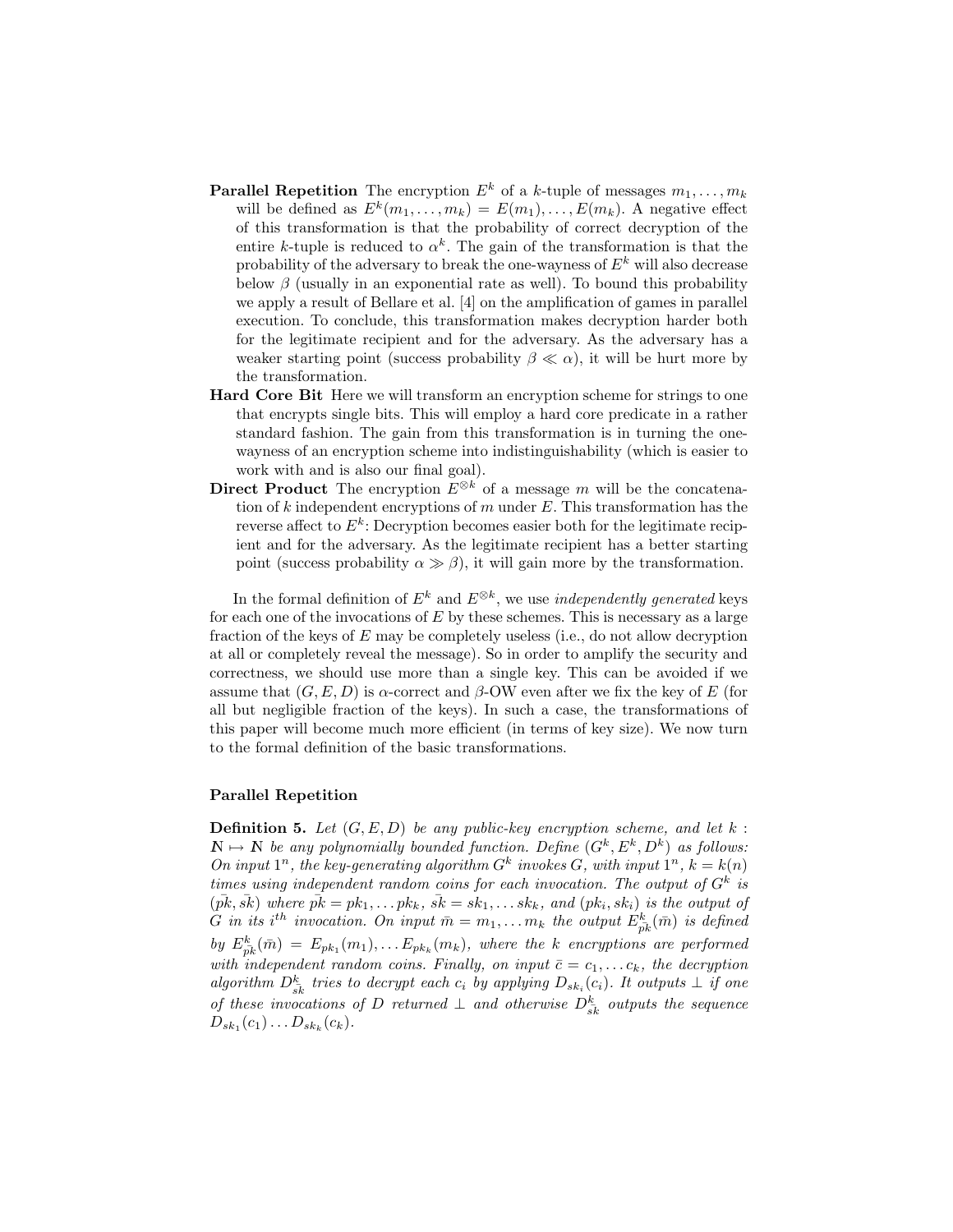**Parallel Repetition** The encryption $E^k$ of a $k$-tuple of messages $m_1, \ldots, m_k$ will be defined as $E^k(m_1, \ldots, m_k) = E(m_1), \ldots, E(m_k)$. A negative effect of this transformation is that the probability of correct decryption of the entire $k$-tuple is reduced to $\alpha^k$. The gain of the transformation is that the probability of the adversary to break the one-wayness of $E^k$ will also decrease below $\beta$ (usually in an exponential rate as well). To bound this probability we apply a result of Bellare et al. [4] on the amplification of games in parallel execution. To conclude, this transformation makes decryption harder both for the legitimate recipient and for the adversary. As the adversary has a weaker starting point (success probability $\beta \ll \alpha$), it will be hurt more by the transformation.

**Hard Core Bit** Here we will transform an encryption scheme for strings to one that encrypts single bits. This will employ a hard core predicate in a rather standard fashion. The gain from this transformation is in turning the one-wayness of an encryption scheme into indistinguishability (which is easier to work with and is also our final goal).

**Direct Product** The encryption $E^{\otimes k}$ of a message $m$ will be the concatenation of $k$ independent encryptions of $m$ under $E$. This transformation has the reverse affect to $E^k$: Decryption becomes easier both for the legitimate recipient and for the adversary. As the legitimate recipient has a better starting point (success probability $\alpha \gg \beta$), it will gain more by the transformation.

In the formal definition of $E^k$ and $E^{\otimes k}$, we use *independently generated* keys for each one of the invocations of $E$ by these schemes. This is necessary as a large fraction of the keys of $E$ may be completely useless (i.e., do not allow decryption at all or completely reveal the message). So in order to amplify the security and correctness, we should use more than a single key. This can be avoided if we assume that $(G, E, D)$ is $\alpha$-correct and $\beta$-OW even after we fix the key of $E$ (for all but negligible fraction of the keys). In such a case, the transformations of this paper will become much more efficient (in terms of key size). We now turn to the formal definition of the basic transformations.

**Parallel Repetition**

**Definition 5.** *Let $(G, E, D)$ be any public-key encryption scheme, and let $k : \mathbb{N} \mapsto \mathbb{N}$ be any polynomially bounded function. Define $(G^k, E^k, D^k)$ as follows: On input $1^n$, the key-generating algorithm $G^k$ invokes $G$, with input $1^n$, $k = k(n)$ times using independent random coins for each invocation. The output of $G^k$ is $(\bar{pk}, \bar{sk})$ where $\bar{pk} = pk_1, \ldots pk_k$, $\bar{sk} = sk_1, \ldots sk_k$, and $(pk_i, sk_i)$ is the output of $G$ in its $i^{th}$ invocation. On input $\bar{m} = m_1, \ldots m_k$ the output $E^k_{\bar{pk}}(\bar{m})$ is defined by $E^k_{\bar{pk}}(\bar{m}) = E_{pk_1}(m_1), \ldots E_{pk_k}(m_k)$, where the $k$ encryptions are performed with independent random coins. Finally, on input $\bar{c} = c_1, \ldots c_k$, the decryption algorithm $D^k_{\bar{sk}}$ tries to decrypt each $c_i$ by applying $D_{sk_i}(c_i)$. It outputs $\perp$ if one of these invocations of $D$ returned $\perp$ and otherwise $D^k_{\bar{sk}}$ outputs the sequence $D_{sk_1}(c_1) \ldots D_{sk_k}(c_k)$.*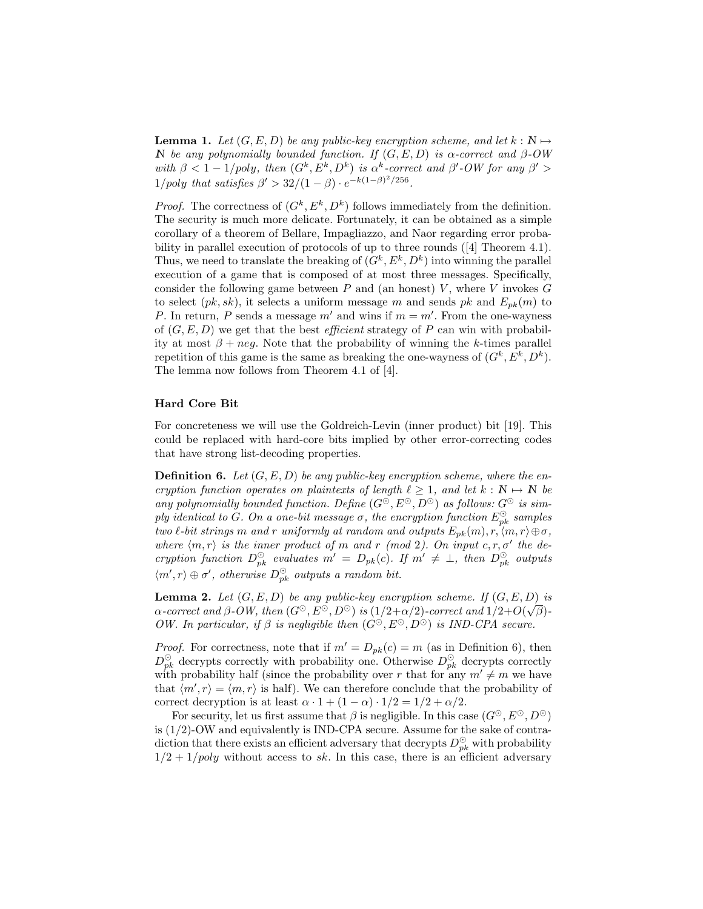**Lemma 1.** *Let $(G, E, D)$ be any public-key encryption scheme, and let $k : \mathbb{N} \mapsto \mathbb{N}$ be any polynomially bounded function. If $(G, E, D)$ is $\alpha$-correct and $\beta$-OW with $\beta < 1 - 1/poly$, then $(G^k, E^k, D^k)$ is $\alpha^k$-correct and $\beta'$-OW for any $\beta' > 1/poly$ that satisfies $\beta' > 32/(1-\beta) \cdot e^{-k(1-\beta)^2/256}$.*

*Proof.* The correctness of $(G^k, E^k, D^k)$ follows immediately from the definition. The security is much more delicate. Fortunately, it can be obtained as a simple corollary of a theorem of Bellare, Impagliazzo, and Naor regarding error probability in parallel execution of protocols of up to three rounds ([4] Theorem 4.1). Thus, we need to translate the breaking of $(G^k, E^k, D^k)$ into winning the parallel execution of a game that is composed of at most three messages. Specifically, consider the following game between $P$ and (an honest) $V$, where $V$ invokes $G$ to select $(pk, sk)$, it selects a uniform message $m$ and sends $pk$ and $E_{pk}(m)$ to $P$. In return, $P$ sends a message $m'$ and wins if $m = m'$. From the one-wayness of $(G, E, D)$ we get that the best *efficient* strategy of $P$ can win with probability at most $\beta + neg$. Note that the probability of winning the $k$-times parallel repetition of this game is the same as breaking the one-wayness of $(G^k, E^k, D^k)$. The lemma now follows from Theorem 4.1 of [4].

### Hard Core Bit

For concreteness we will use the Goldreich-Levin (inner product) bit [19]. This could be replaced with hard-core bits implied by other error-correcting codes that have strong list-decoding properties.

**Definition 6.** *Let $(G, E, D)$ be any public-key encryption scheme, where the encryption function operates on plaintexts of length $\ell \geq 1$, and let $k : \mathbb{N} \mapsto \mathbb{N}$ be any polynomially bounded function. Define $(G^{\odot}, E^{\odot}, D^{\odot})$ as follows: $G^{\odot}$ is simply identical to $G$. On a one-bit message $\sigma$, the encryption function $E^{\odot}_{pk}$ samples two $\ell$-bit strings $m$ and $r$ uniformly at random and outputs $E_{pk}(m), r, \langle m, r\rangle \oplus \sigma$, where $\langle m, r\rangle$ is the inner product of $m$ and $r$ (mod 2). On input $c, r, \sigma'$ the decryption function $D^{\odot}_{pk}$ evaluates $m' = D_{pk}(c)$. If $m' \neq \perp$, then $D^{\odot}_{pk}$ outputs $\langle m', r\rangle \oplus \sigma'$, otherwise $D^{\odot}_{pk}$ outputs a random bit.*

**Lemma 2.** *Let $(G, E, D)$ be any public-key encryption scheme. If $(G, E, D)$ is $\alpha$-correct and $\beta$-OW, then $(G^{\odot}, E^{\odot}, D^{\odot})$ is $(1/2+\alpha/2)$-correct and $1/2+O(\sqrt{\beta})$-OW. In particular, if $\beta$ is negligible then $(G^{\odot}, E^{\odot}, D^{\odot})$ is IND-CPA secure.*

*Proof.* For correctness, note that if $m' = D_{pk}(c) = m$ (as in Definition 6), then $D^{\odot}_{pk}$ decrypts correctly with probability one. Otherwise $D^{\odot}_{pk}$ decrypts correctly with probability half (since the probability over $r$ that for any $m' \neq m$ we have that $\langle m', r\rangle = \langle m, r\rangle$ is half). We can therefore conclude that the probability of correct decryption is at least $\alpha \cdot 1 + (1 - \alpha) \cdot 1/2 = 1/2 + \alpha/2$.

For security, let us first assume that $\beta$ is negligible. In this case $(G^{\odot}, E^{\odot}, D^{\odot})$ is $(1/2)$-OW and equivalently is IND-CPA secure. Assume for the sake of contradiction that there exists an efficient adversary that decrypts $D^{\odot}_{pk}$ with probability $1/2 + 1/poly$ without access to $sk$. In this case, there is an efficient adversary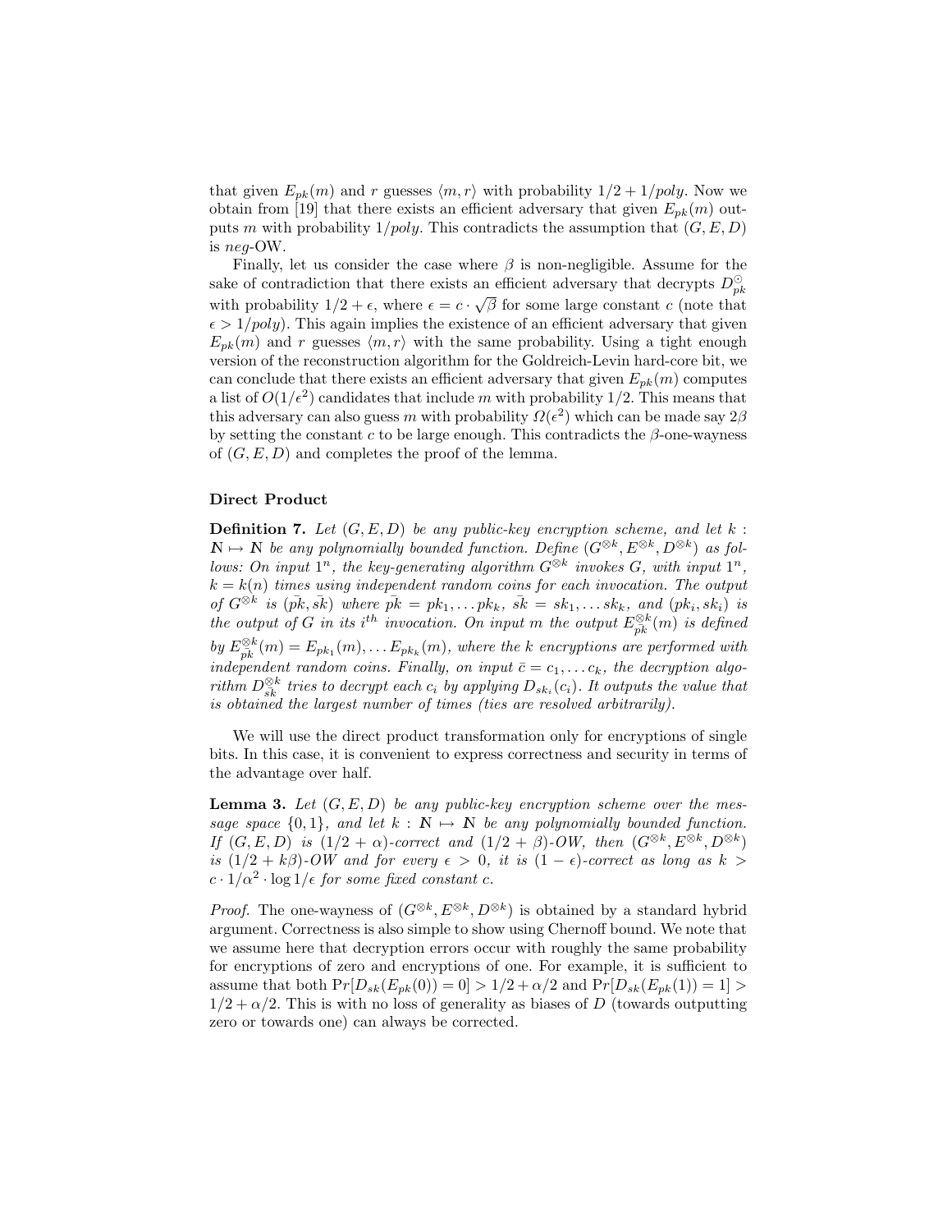that given $E_{pk}(m)$ and $r$ guesses $\langle m, r \rangle$ with probability $1/2 + 1/poly$. Now we obtain from [19] that there exists an efficient adversary that given $E_{pk}(m)$ outputs $m$ with probability $1/poly$. This contradicts the assumption that $(G, E, D)$ is $neg$-OW.

Finally, let us consider the case where $\beta$ is non-negligible. Assume for the sake of contradiction that there exists an efficient adversary that decrypts $D^{\odot}_{pk}$ with probability $1/2 + \epsilon$, where $\epsilon = c \cdot \sqrt{\beta}$ for some large constant $c$ (note that $\epsilon > 1/poly$). This again implies the existence of an efficient adversary that given $E_{pk}(m)$ and $r$ guesses $\langle m, r \rangle$ with the same probability. Using a tight enough version of the reconstruction algorithm for the Goldreich-Levin hard-core bit, we can conclude that there exists an efficient adversary that given $E_{pk}(m)$ computes a list of $O(1/\epsilon^2)$ candidates that include $m$ with probability 1/2. This means that this adversary can also guess $m$ with probability $\Omega(\epsilon^2)$ which can be made say $2\beta$ by setting the constant $c$ to be large enough. This contradicts the $\beta$-one-wayness of $(G, E, D)$ and completes the proof of the lemma.

**Direct Product**

**Definition 7.** *Let $(G, E, D)$ be any public-key encryption scheme, and let $k : \mathbb{N} \mapsto \mathbb{N}$ be any polynomially bounded function. Define $(G^{\otimes k}, E^{\otimes k}, D^{\otimes k})$ as follows: On input $1^n$, the key-generating algorithm $G^{\otimes k}$ invokes $G$, with input $1^n$, $k = k(n)$ times using independent random coins for each invocation. The output of $G^{\otimes k}$ is $(\bar{pk}, \bar{sk})$ where $\bar{pk} = pk_1, \ldots pk_k$, $\bar{sk} = sk_1, \ldots sk_k$, and $(pk_i, sk_i)$ is the output of $G$ in its $i^{th}$ invocation. On input $m$ the output $E^{\otimes k}_{\bar{pk}}(m)$ is defined by $E^{\otimes k}_{\bar{pk}}(m) = E_{pk_1}(m), \ldots E_{pk_k}(m)$, where the $k$ encryptions are performed with independent random coins. Finally, on input $\bar{c} = c_1, \ldots c_k$, the decryption algorithm $D^{\otimes k}_{\bar{sk}}$ tries to decrypt each $c_i$ by applying $D_{sk_i}(c_i)$. It outputs the value that is obtained the largest number of times (ties are resolved arbitrarily).*

We will use the direct product transformation only for encryptions of single bits. In this case, it is convenient to express correctness and security in terms of the advantage over half.

**Lemma 3.** *Let $(G, E, D)$ be any public-key encryption scheme over the message space $\{0, 1\}$, and let $k : \mathbb{N} \mapsto \mathbb{N}$ be any polynomially bounded function. If $(G, E, D)$ is $(1/2 + \alpha)$-correct and $(1/2 + \beta)$-OW, then $(G^{\otimes k}, E^{\otimes k}, D^{\otimes k})$ is $(1/2 + k\beta)$-OW and for every $\epsilon > 0$, it is $(1 - \epsilon)$-correct as long as $k > c \cdot 1/\alpha^2 \cdot \log 1/\epsilon$ for some fixed constant $c$.*

*Proof.* The one-wayness of $(G^{\otimes k}, E^{\otimes k}, D^{\otimes k})$ is obtained by a standard hybrid argument. Correctness is also simple to show using Chernoff bound. We note that we assume here that decryption errors occur with roughly the same probability for encryptions of zero and encryptions of one. For example, it is sufficient to assume that both $\Pr[D_{sk}(E_{pk}(0)) = 0] > 1/2 + \alpha/2$ and $\Pr[D_{sk}(E_{pk}(1)) = 1] > 1/2 + \alpha/2$. This is with no loss of generality as biases of $D$ (towards outputting zero or towards one) can always be corrected.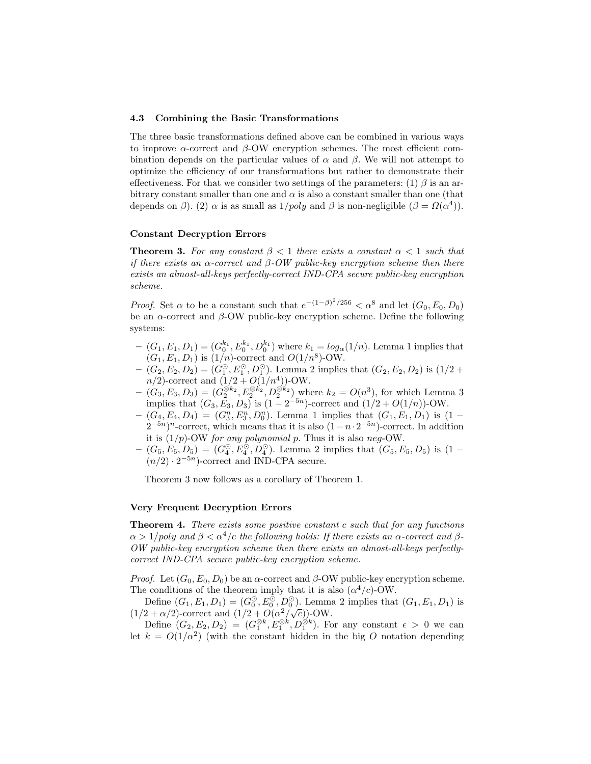### 4.3 Combining the Basic Transformations

The three basic transformations defined above can be combined in various ways to improve $\alpha$-correct and $\beta$-OW encryption schemes. The most efficient combination depends on the particular values of $\alpha$ and $\beta$. We will not attempt to optimize the efficiency of our transformations but rather to demonstrate their effectiveness. For that we consider two settings of the parameters: (1) $\beta$ is an arbitrary constant smaller than one and $\alpha$ is also a constant smaller than one (that depends on $\beta$). (2) $\alpha$ is as small as $1/poly$ and $\beta$ is non-negligible ($\beta = \Omega(\alpha^4)$).

#### Constant Decryption Errors

**Theorem 3.** *For any constant $\beta < 1$ there exists a constant $\alpha < 1$ such that if there exists an $\alpha$-correct and $\beta$-OW public-key encryption scheme then there exists an almost-all-keys perfectly-correct IND-CPA secure public-key encryption scheme.*

*Proof.* Set $\alpha$ to be a constant such that $e^{-(1-\beta)^2/256} < \alpha^8$ and let $(G_0, E_0, D_0)$ be an $\alpha$-correct and $\beta$-OW public-key encryption scheme. Define the following systems:

- $(G_1, E_1, D_1) = (G_0^{k_1}, E_0^{k_1}, D_0^{k_1})$ where $k_1 = log_\alpha(1/n)$. Lemma 1 implies that $(G_1, E_1, D_1)$ is $(1/n)$-correct and $O(1/n^8)$-OW.
- $(G_2, E_2, D_2) = (G_1^{\odot}, E_1^{\odot}, D_1^{\odot})$. Lemma 2 implies that $(G_2, E_2, D_2)$ is $(1/2 + n/2)$-correct and $(1/2 + O(1/n^4))$-OW.
- $(G_3, E_3, D_3) = (G_2^{\otimes k_2}, E_2^{\otimes k_2}, D_2^{\otimes k_2})$ where $k_2 = O(n^3)$, for which Lemma 3 implies that $(G_3, E_3, D_3)$ is $(1 - 2^{-5n})$-correct and $(1/2 + O(1/n))$-OW.
- $(G_4, E_4, D_4) = (G_3^n, E_3^n, D_0^n)$. Lemma 1 implies that $(G_1, E_1, D_1)$ is $(1 - 2^{-5n})^n$-correct, which means that it is also $(1 - n \cdot 2^{-5n})$-correct. In addition it is $(1/p)$-OW *for any polynomial p*. Thus it is also *neg*-OW.
- $(G_5, E_5, D_5) = (G_4^{\odot}, E_4^{\odot}, D_4^{\odot})$. Lemma 2 implies that $(G_5, E_5, D_5)$ is $(1 - (n/2) \cdot 2^{-5n})$-correct and IND-CPA secure.

Theorem 3 now follows as a corollary of Theorem 1.

#### Very Frequent Decryption Errors

**Theorem 4.** *There exists some positive constant $c$ such that for any functions $\alpha > 1/poly$ and $\beta < \alpha^4/c$ the following holds: If there exists an $\alpha$-correct and $\beta$-OW public-key encryption scheme then there exists an almost-all-keys perfectly-correct IND-CPA secure public-key encryption scheme.*

*Proof.* Let $(G_0, E_0, D_0)$ be an $\alpha$-correct and $\beta$-OW public-key encryption scheme. The conditions of the theorem imply that it is also $(\alpha^4/c)$-OW.

Define $(G_1, E_1, D_1) = (G_0^{\odot}, E_0^{\odot}, D_0^{\odot})$. Lemma 2 implies that $(G_1, E_1, D_1)$ is $(1/2 + \alpha/2)$-correct and $(1/2 + O(\alpha^2/\sqrt{c}))$-OW.

Define $(G_2, E_2, D_2) = (G_1^{\otimes k}, E_1^{\otimes k}, D_1^{\otimes k})$. For any constant $\epsilon > 0$ we can let $k = O(1/\alpha^2)$ (with the constant hidden in the big $O$ notation depending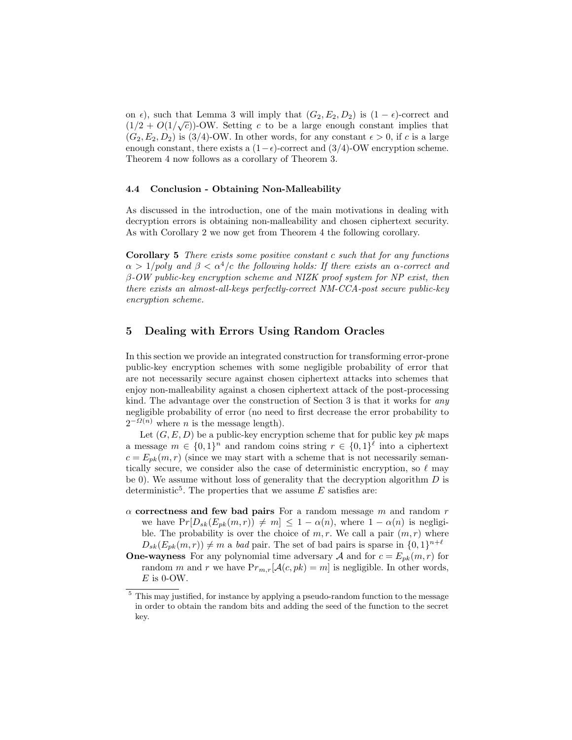on $\epsilon$), such that Lemma 3 will imply that $(G_2, E_2, D_2)$ is $(1-\epsilon)$-correct and $(1/2 + O(1/\sqrt{c}))$-OW. Setting $c$ to be a large enough constant implies that $(G_2, E_2, D_2)$ is $(3/4)$-OW. In other words, for any constant $\epsilon > 0$, if $c$ is a large enough constant, there exists a $(1-\epsilon)$-correct and $(3/4)$-OW encryption scheme. Theorem 4 now follows as a corollary of Theorem 3.

### 4.4 Conclusion - Obtaining Non-Malleability

As discussed in the introduction, one of the main motivations in dealing with decryption errors is obtaining non-malleability and chosen ciphertext security. As with Corollary 2 we now get from Theorem 4 the following corollary.

**Corollary 5** *There exists some positive constant $c$ such that for any functions $\alpha > 1/poly$ and $\beta < \alpha^4/c$ the following holds: If there exists an $\alpha$-correct and $\beta$-OW public-key encryption scheme and NIZK proof system for NP exist, then there exists an almost-all-keys perfectly-correct NM-CCA-post secure public-key encryption scheme.*

## 5 Dealing with Errors Using Random Oracles

In this section we provide an integrated construction for transforming error-prone public-key encryption schemes with some negligible probability of error that are not necessarily secure against chosen ciphertext attacks into schemes that enjoy non-malleability against a chosen ciphertext attack of the post-processing kind. The advantage over the construction of Section 3 is that it works for *any* negligible probability of error (no need to first decrease the error probability to $2^{-\Omega(n)}$ where $n$ is the message length).

Let $(G, E, D)$ be a public-key encryption scheme that for public key $pk$ maps a message $m \in \{0,1\}^n$ and random coins string $r \in \{0,1\}^\ell$ into a ciphertext $c = E_{pk}(m, r)$ (since we may start with a scheme that is not necessarily semantically secure, we consider also the case of deterministic encryption, so $\ell$ may be 0). We assume without loss of generality that the decryption algorithm $D$ is deterministic[5]. The properties that we assume $E$ satisfies are:

- $\alpha$ **correctness and few bad pairs** For a random message $m$ and random $r$ we have $\Pr[D_{sk}(E_{pk}(m,r)) \neq m] \leq 1 - \alpha(n)$, where $1 - \alpha(n)$ is negligible. The probability is over the choice of $m, r$. We call a pair $(m, r)$ where $D_{sk}(E_{pk}(m,r)) \neq m$ a *bad* pair. The set of bad pairs is sparse in $\{0,1\}^{n+\ell}$
- **One-wayness** For any polynomial time adversary $\mathcal{A}$ and for $c = E_{pk}(m, r)$ for random $m$ and $r$ we have $\Pr_{m,r}[\mathcal{A}(c, pk) = m]$ is negligible. In other words, $E$ is 0-OW.

[5] This may justified, for instance by applying a pseudo-random function to the message in order to obtain the random bits and adding the seed of the function to the secret key.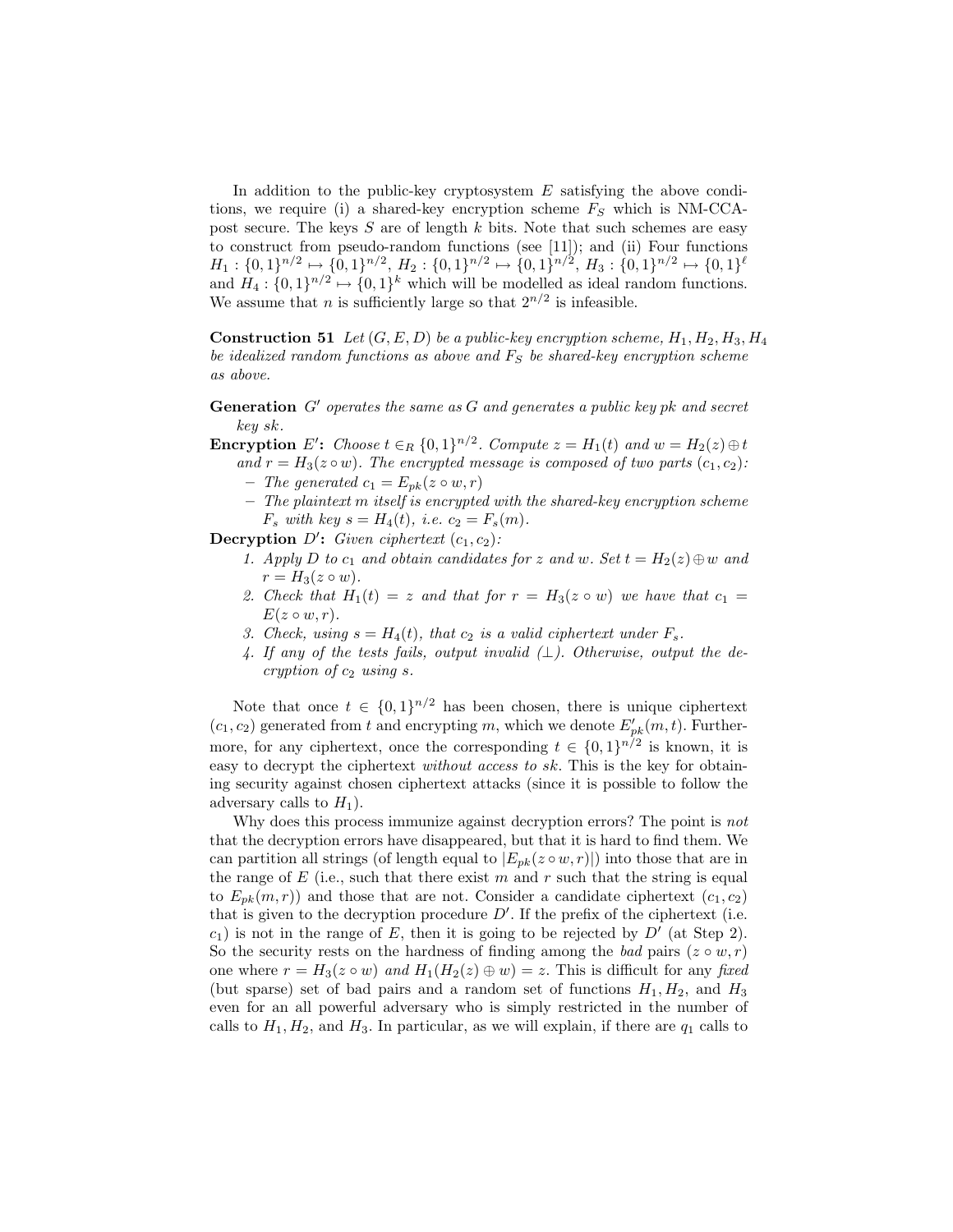In addition to the public-key cryptosystem $E$ satisfying the above conditions, we require (i) a shared-key encryption scheme $F_S$ which is NM-CCA-post secure. The keys $S$ are of length $k$ bits. Note that such schemes are easy to construct from pseudo-random functions (see [11]); and (ii) Four functions $H_1 : \{0,1\}^{n/2} \mapsto \{0,1\}^{n/2}$, $H_2 : \{0,1\}^{n/2} \mapsto \{0,1\}^{n/2}$, $H_3 : \{0,1\}^{n/2} \mapsto \{0,1\}^{\ell}$ and $H_4 : \{0,1\}^{n/2} \mapsto \{0,1\}^k$ which will be modelled as ideal random functions. We assume that $n$ is sufficiently large so that $2^{n/2}$ is infeasible.

**Construction 51** *Let $(G, E, D)$ be a public-key encryption scheme, $H_1, H_2, H_3, H_4$ be idealized random functions as above and $F_S$ be shared-key encryption scheme as above.*

**Generation** *$G'$ operates the same as $G$ and generates a public key $pk$ and secret key $sk$.*

**Encryption** $E'$: *Choose $t \in_R \{0,1\}^{n/2}$. Compute $z = H_1(t)$ and $w = H_2(z) \oplus t$ and $r = H_3(z \circ w)$. The encrypted message is composed of two parts $(c_1, c_2)$:*

- *The generated $c_1 = E_{pk}(z \circ w, r)$*
- *The plaintext $m$ itself is encrypted with the shared-key encryption scheme $F_s$ with key $s = H_4(t)$, i.e. $c_2 = F_s(m)$.*

**Decryption** $D'$: *Given ciphertext $(c_1, c_2)$:*

1. *Apply $D$ to $c_1$ and obtain candidates for $z$ and $w$. Set $t = H_2(z) \oplus w$ and $r = H_3(z \circ w)$.*
2. *Check that $H_1(t) = z$ and that for $r = H_3(z \circ w)$ we have that $c_1 = E(z \circ w, r)$.*
3. *Check, using $s = H_4(t)$, that $c_2$ is a valid ciphertext under $F_s$.*
4. *If any of the tests fails, output invalid ($\perp$). Otherwise, output the decryption of $c_2$ using $s$.*

Note that once $t \in \{0,1\}^{n/2}$ has been chosen, there is unique ciphertext $(c_1, c_2)$ generated from $t$ and encrypting $m$, which we denote $E'_{pk}(m, t)$. Furthermore, for any ciphertext, once the corresponding $t \in \{0,1\}^{n/2}$ is known, it is easy to decrypt the ciphertext *without access to sk*. This is the key for obtaining security against chosen ciphertext attacks (since it is possible to follow the adversary calls to $H_1$).

Why does this process immunize against decryption errors? The point is *not* that the decryption errors have disappeared, but that it is hard to find them. We can partition all strings (of length equal to $|E_{pk}(z \circ w, r)|$) into those that are in the range of $E$ (i.e., such that there exist $m$ and $r$ such that the string is equal to $E_{pk}(m, r)$) and those that are not. Consider a candidate ciphertext $(c_1, c_2)$ that is given to the decryption procedure $D'$. If the prefix of the ciphertext (i.e. $c_1$) is not in the range of $E$, then it is going to be rejected by $D'$ (at Step 2). So the security rests on the hardness of finding among the *bad* pairs $(z \circ w, r)$ one where $r = H_3(z \circ w)$ *and* $H_1(H_2(z) \oplus w) = z$. This is difficult for any *fixed* (but sparse) set of bad pairs and a random set of functions $H_1, H_2$, and $H_3$ even for an all powerful adversary who is simply restricted in the number of calls to $H_1, H_2$, and $H_3$. In particular, as we will explain, if there are $q_1$ calls to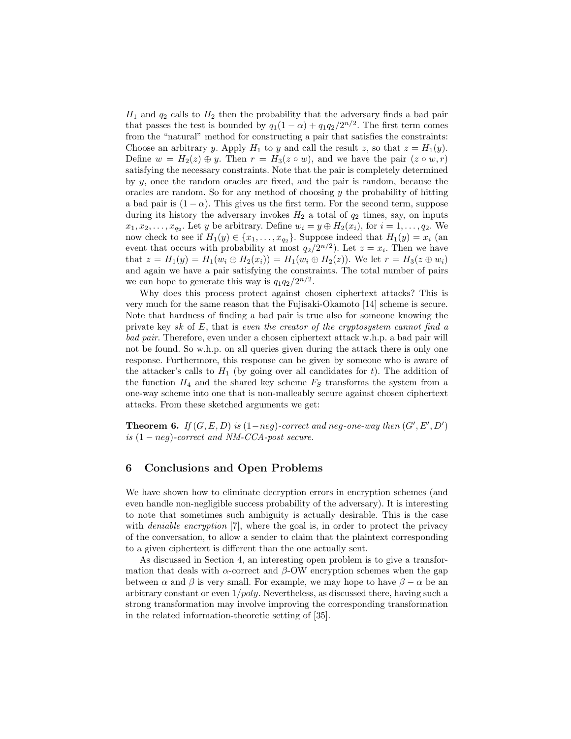$H_1$ and $q_2$ calls to $H_2$ then the probability that the adversary finds a bad pair that passes the test is bounded by $q_1(1-\alpha) + q_1 q_2/2^{n/2}$. The first term comes from the "natural" method for constructing a pair that satisfies the constraints: Choose an arbitrary $y$. Apply $H_1$ to $y$ and call the result $z$, so that $z = H_1(y)$. Define $w = H_2(z) \oplus y$. Then $r = H_3(z \circ w)$, and we have the pair $(z \circ w, r)$ satisfying the necessary constraints. Note that the pair is completely determined by $y$, once the random oracles are fixed, and the pair is random, because the oracles are random. So for any method of choosing $y$ the probability of hitting a bad pair is $(1-\alpha)$. This gives us the first term. For the second term, suppose during its history the adversary invokes $H_2$ a total of $q_2$ times, say, on inputs $x_1, x_2, \ldots, x_{q_2}$. Let $y$ be arbitrary. Define $w_i = y \oplus H_2(x_i)$, for $i = 1, \ldots, q_2$. We now check to see if $H_1(y) \in \{x_1, \ldots, x_{q_2}\}$. Suppose indeed that $H_1(y) = x_i$ (an event that occurs with probability at most $q_2/2^{n/2}$). Let $z = x_i$. Then we have that $z = H_1(y) = H_1(w_i \oplus H_2(x_i)) = H_1(w_i \oplus H_2(z))$. We let $r = H_3(z \oplus w_i)$ and again we have a pair satisfying the constraints. The total number of pairs we can hope to generate this way is $q_1 q_2/2^{n/2}$.

Why does this process protect against chosen ciphertext attacks? This is very much for the same reason that the Fujisaki-Okamoto [14] scheme is secure. Note that hardness of finding a bad pair is true also for someone knowing the private key $sk$ of $E$, that is *even the creator of the cryptosystem cannot find a bad pair*. Therefore, even under a chosen ciphertext attack w.h.p. a bad pair will not be found. So w.h.p. on all queries given during the attack there is only one response. Furthermore, this response can be given by someone who is aware of the attacker's calls to $H_1$ (by going over all candidates for $t$). The addition of the function $H_4$ and the shared key scheme $F_S$ transforms the system from a one-way scheme into one that is non-malleably secure against chosen ciphertext attacks. From these sketched arguments we get:

**Theorem 6.** *If $(G, E, D)$ is $(1-neg)$-correct and neg-one-way then $(G', E', D')$ is $(1-neg)$-correct and NM-CCA-post secure.*

## 6 Conclusions and Open Problems

We have shown how to eliminate decryption errors in encryption schemes (and even handle non-negligible success probability of the adversary). It is interesting to note that sometimes such ambiguity is actually desirable. This is the case with *deniable encryption* [7], where the goal is, in order to protect the privacy of the conversation, to allow a sender to claim that the plaintext corresponding to a given ciphertext is different than the one actually sent.

As discussed in Section 4, an interesting open problem is to give a transformation that deals with $\alpha$-correct and $\beta$-OW encryption schemes when the gap between $\alpha$ and $\beta$ is very small. For example, we may hope to have $\beta - \alpha$ be an arbitrary constant or even $1/poly$. Nevertheless, as discussed there, having such a strong transformation may involve improving the corresponding transformation in the related information-theoretic setting of [35].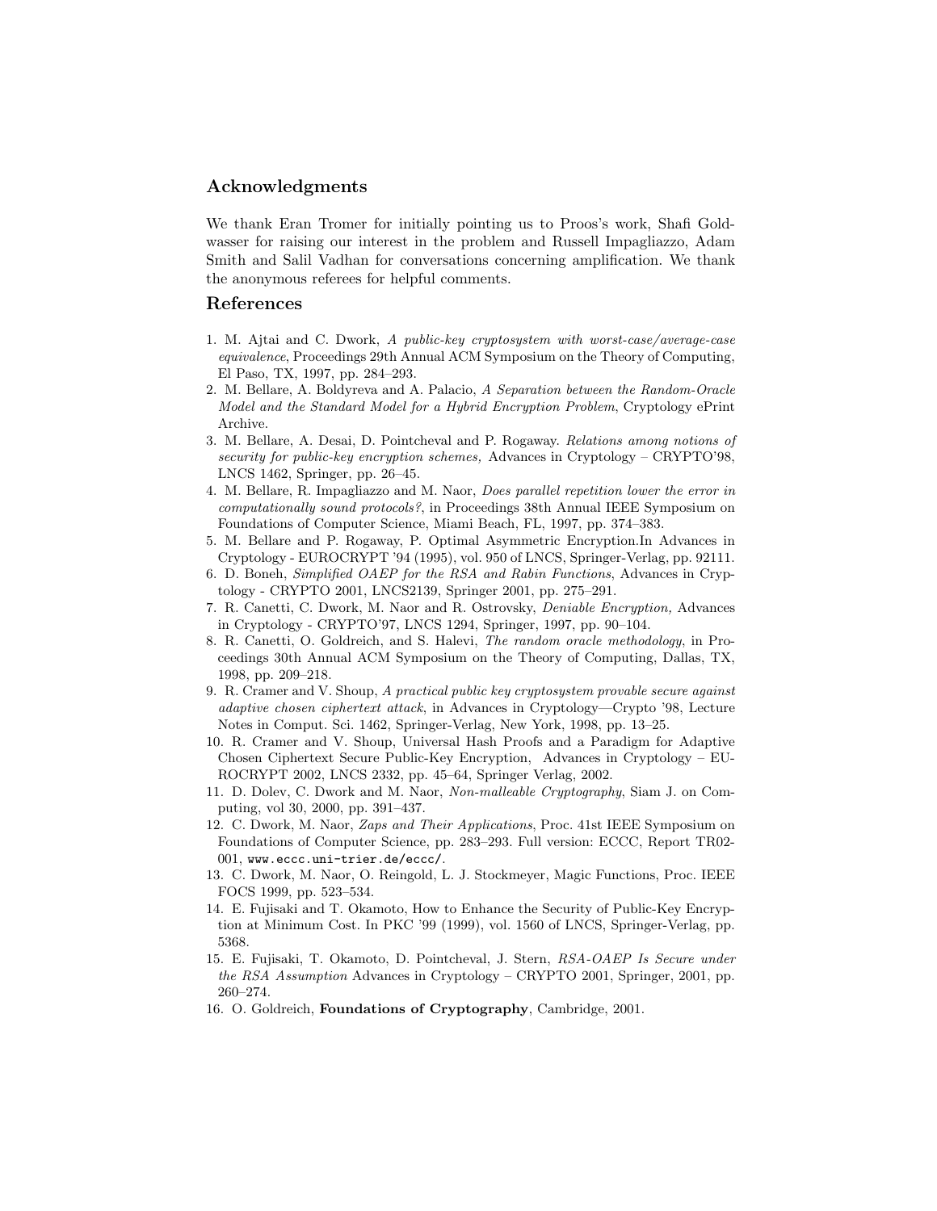## Acknowledgments

We thank Eran Tromer for initially pointing us to Proos's work, Shafi Goldwasser for raising our interest in the problem and Russell Impagliazzo, Adam Smith and Salil Vadhan for conversations concerning amplification. We thank the anonymous referees for helpful comments.

## References

1. M. Ajtai and C. Dwork, *A public-key cryptosystem with worst-case/average-case equivalence*, Proceedings 29th Annual ACM Symposium on the Theory of Computing, El Paso, TX, 1997, pp. 284–293.
2. M. Bellare, A. Boldyreva and A. Palacio, *A Separation between the Random-Oracle Model and the Standard Model for a Hybrid Encryption Problem*, Cryptology ePrint Archive.
3. M. Bellare, A. Desai, D. Pointcheval and P. Rogaway. *Relations among notions of security for public-key encryption schemes,* Advances in Cryptology – CRYPTO'98, LNCS 1462, Springer, pp. 26–45.
4. M. Bellare, R. Impagliazzo and M. Naor, *Does parallel repetition lower the error in computationally sound protocols?*, in Proceedings 38th Annual IEEE Symposium on Foundations of Computer Science, Miami Beach, FL, 1997, pp. 374–383.
5. M. Bellare and P. Rogaway, P. Optimal Asymmetric Encryption.In Advances in Cryptology - EUROCRYPT '94 (1995), vol. 950 of LNCS, Springer-Verlag, pp. 92111.
6. D. Boneh, *Simplified OAEP for the RSA and Rabin Functions*, Advances in Cryptology - CRYPTO 2001, LNCS2139, Springer 2001, pp. 275–291.
7. R. Canetti, C. Dwork, M. Naor and R. Ostrovsky, *Deniable Encryption,* Advances in Cryptology - CRYPTO'97, LNCS 1294, Springer, 1997, pp. 90–104.
8. R. Canetti, O. Goldreich, and S. Halevi, *The random oracle methodology*, in Proceedings 30th Annual ACM Symposium on the Theory of Computing, Dallas, TX, 1998, pp. 209–218.
9. R. Cramer and V. Shoup, *A practical public key cryptosystem provable secure against adaptive chosen ciphertext attack*, in Advances in Cryptology—Crypto '98, Lecture Notes in Comput. Sci. 1462, Springer-Verlag, New York, 1998, pp. 13–25.
10. R. Cramer and V. Shoup, Universal Hash Proofs and a Paradigm for Adaptive Chosen Ciphertext Secure Public-Key Encryption, Advances in Cryptology – EUROCRYPT 2002, LNCS 2332, pp. 45–64, Springer Verlag, 2002.
11. D. Dolev, C. Dwork and M. Naor, *Non-malleable Cryptography*, Siam J. on Computing, vol 30, 2000, pp. 391–437.
12. C. Dwork, M. Naor, *Zaps and Their Applications*, Proc. 41st IEEE Symposium on Foundations of Computer Science, pp. 283–293. Full version: ECCC, Report TR02-001, `www.eccc.uni-trier.de/eccc/`.
13. C. Dwork, M. Naor, O. Reingold, L. J. Stockmeyer, Magic Functions, Proc. IEEE FOCS 1999, pp. 523–534.
14. E. Fujisaki and T. Okamoto, How to Enhance the Security of Public-Key Encryption at Minimum Cost. In PKC '99 (1999), vol. 1560 of LNCS, Springer-Verlag, pp. 5368.
15. E. Fujisaki, T. Okamoto, D. Pointcheval, J. Stern, *RSA-OAEP Is Secure under the RSA Assumption* Advances in Cryptology – CRYPTO 2001, Springer, 2001, pp. 260–274.
16. O. Goldreich, **Foundations of Cryptography**, Cambridge, 2001.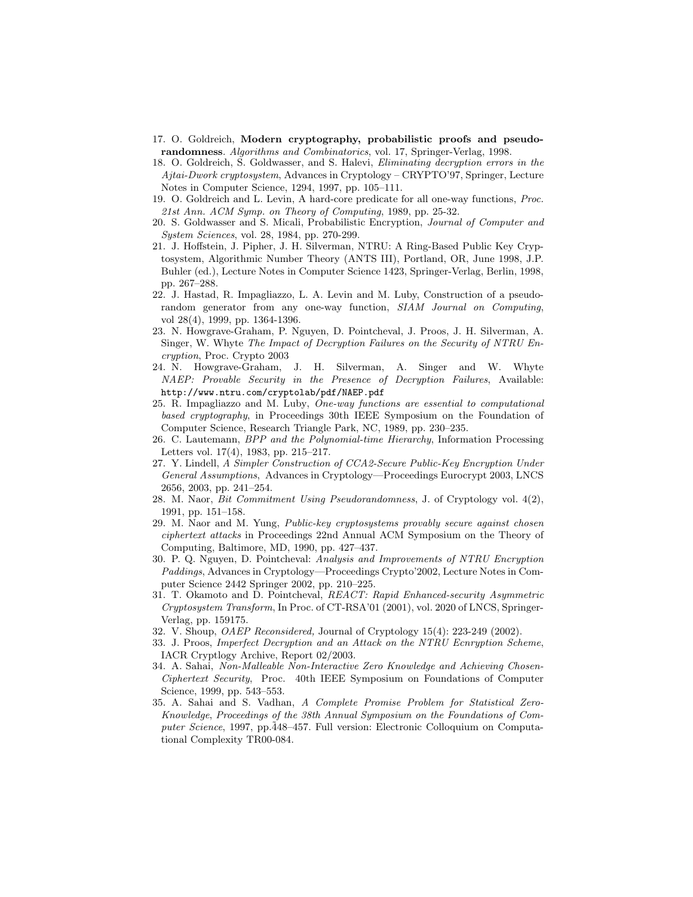17. O. Goldreich, **Modern cryptography, probabilistic proofs and pseudo-randomness**. *Algorithms and Combinatorics*, vol. 17, Springer-Verlag, 1998.
18. O. Goldreich, S. Goldwasser, and S. Halevi, *Eliminating decryption errors in the Ajtai-Dwork cryptosystem*, Advances in Cryptology – CRYPTO'97, Springer, Lecture Notes in Computer Science, 1294, 1997, pp. 105–111.
19. O. Goldreich and L. Levin, A hard-core predicate for all one-way functions, *Proc. 21st Ann. ACM Symp. on Theory of Computing*, 1989, pp. 25-32.
20. S. Goldwasser and S. Micali, Probabilistic Encryption, *Journal of Computer and System Sciences*, vol. 28, 1984, pp. 270-299.
21. J. Hoffstein, J. Pipher, J. H. Silverman, NTRU: A Ring-Based Public Key Cryptosystem, Algorithmic Number Theory (ANTS III), Portland, OR, June 1998, J.P. Buhler (ed.), Lecture Notes in Computer Science 1423, Springer-Verlag, Berlin, 1998, pp. 267–288.
22. J. Hastad, R. Impagliazzo, L. A. Levin and M. Luby, Construction of a pseudo-random generator from any one-way function, *SIAM Journal on Computing*, vol 28(4), 1999, pp. 1364-1396.
23. N. Howgrave-Graham, P. Nguyen, D. Pointcheval, J. Proos, J. H. Silverman, A. Singer, W. Whyte *The Impact of Decryption Failures on the Security of NTRU Encryption*, Proc. Crypto 2003
24. N. Howgrave-Graham, J. H. Silverman, A. Singer and W. Whyte *NAEP: Provable Security in the Presence of Decryption Failures*, Available: `http://www.ntru.com/cryptolab/pdf/NAEP.pdf`
25. R. Impagliazzo and M. Luby, *One-way functions are essential to computational based cryptography*, in Proceedings 30th IEEE Symposium on the Foundation of Computer Science, Research Triangle Park, NC, 1989, pp. 230–235.
26. C. Lautemann, *BPP and the Polynomial-time Hierarchy*, Information Processing Letters vol. 17(4), 1983, pp. 215–217.
27. Y. Lindell, *A Simpler Construction of CCA2-Secure Public-Key Encryption Under General Assumptions*, Advances in Cryptology—Proceedings Eurocrypt 2003, LNCS 2656, 2003, pp. 241–254.
28. M. Naor, *Bit Commitment Using Pseudorandomness*, J. of Cryptology vol. 4(2), 1991, pp. 151–158.
29. M. Naor and M. Yung, *Public-key cryptosystems provably secure against chosen ciphertext attacks* in Proceedings 22nd Annual ACM Symposium on the Theory of Computing, Baltimore, MD, 1990, pp. 427–437.
30. P. Q. Nguyen, D. Pointcheval: *Analysis and Improvements of NTRU Encryption Paddings*, Advances in Cryptology—Proceedings Crypto'2002, Lecture Notes in Computer Science 2442 Springer 2002, pp. 210–225.
31. T. Okamoto and D. Pointcheval, *REACT: Rapid Enhanced-security Asymmetric Cryptosystem Transform*, In Proc. of CT-RSA'01 (2001), vol. 2020 of LNCS, Springer-Verlag, pp. 159175.
32. V. Shoup, *OAEP Reconsidered,* Journal of Cryptology 15(4): 223-249 (2002).
33. J. Proos, *Imperfect Decryption and an Attack on the NTRU Ecnryption Scheme*, IACR Cryptlogy Archive, Report 02/2003.
34. A. Sahai, *Non-Malleable Non-Interactive Zero Knowledge and Achieving Chosen-Ciphertext Security*, Proc. 40th IEEE Symposium on Foundations of Computer Science, 1999, pp. 543–553.
35. A. Sahai and S. Vadhan, *A Complete Promise Problem for Statistical Zero-Knowledge*, *Proceedings of the 38th Annual Symposium on the Foundations of Computer Science*, 1997, pp.448–457. Full version: Electronic Colloquium on Computational Complexity TR00-084.